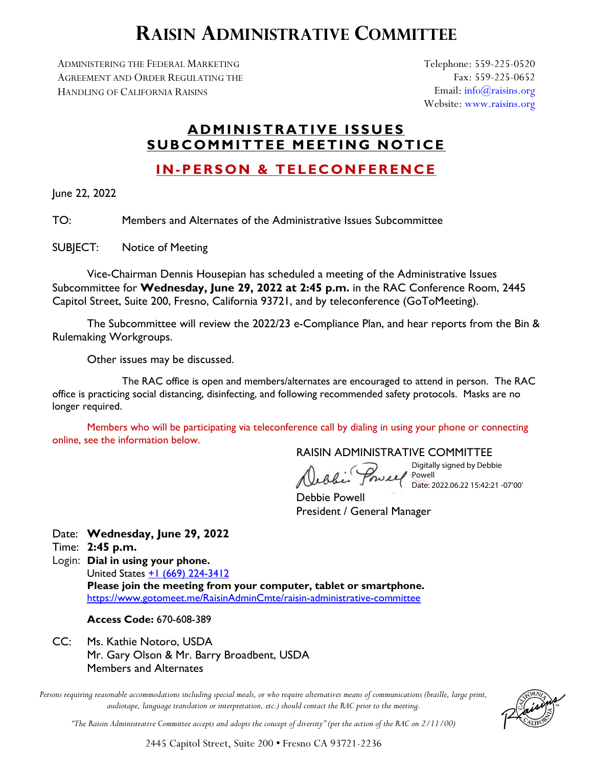# RAISIN ADMINISTRATIVE COMMITTEE

ADMINISTERING THE FEDERAL MARKETING AGREEMENT AND ORDER REGULATING THE HANDLING OF CALIFORNIA RAISINS

Telephone: 559-225-0520
Fax: 559-225-0652
Email: info@raisins.org
Website: www.raisins.org

## ADMINISTRATIVE ISSUES SUBCOMMITTEE MEETING NOTICE

## IN-PERSON & TELECONFERENCE

June 22, 2022

TO: Members and Alternates of the Administrative Issues Subcommittee

SUBJECT: Notice of Meeting

Vice-Chairman Dennis Housepian has scheduled a meeting of the Administrative Issues Subcommittee for **Wednesday, June 29, 2022 at 2:45 p.m.** in the RAC Conference Room, 2445 Capitol Street, Suite 200, Fresno, California 93721, and by teleconference (GoToMeeting).

The Subcommittee will review the 2022/23 e-Compliance Plan, and hear reports from the Bin & Rulemaking Workgroups.

Other issues may be discussed.

The RAC office is open and members/alternates are encouraged to attend in person. The RAC office is practicing social distancing, disinfecting, and following recommended safety protocols. Masks are no longer required.

Members who will be participating via teleconference call by dialing in using your phone or connecting online, see the information below.

RAISIN ADMINISTRATIVE COMMITTEE

Digitally signed by Debbie Powell
Date: 2022.06.22 15:42:21 -07'00'

Debbie Powell
President / General Manager

Date: **Wednesday, June 29, 2022**
Time: **2:45 p.m.**
Login: **Dial in using your phone.**
United States +1 (669) 224-3412
**Please join the meeting from your computer, tablet or smartphone.**
https://www.gotomeet.me/RaisinAdminCmte/raisin-administrative-committee

**Access Code:** 670-608-389

CC: Ms. Kathie Notoro, USDA
Mr. Gary Olson & Mr. Barry Broadbent, USDA
Members and Alternates

*Persons requiring reasonable accommodations including special meals, or who require alternatives means of communications (braille, large print, audiotape, language translation or interpretation, etc.) should contact the RAC prior to the meeting.*

*"The Raisin Administrative Committee accepts and adopts the concept of diversity" (per the action of the RAC on 2/11/00)*

2445 Capitol Street, Suite 200 • Fresno CA 93721-2236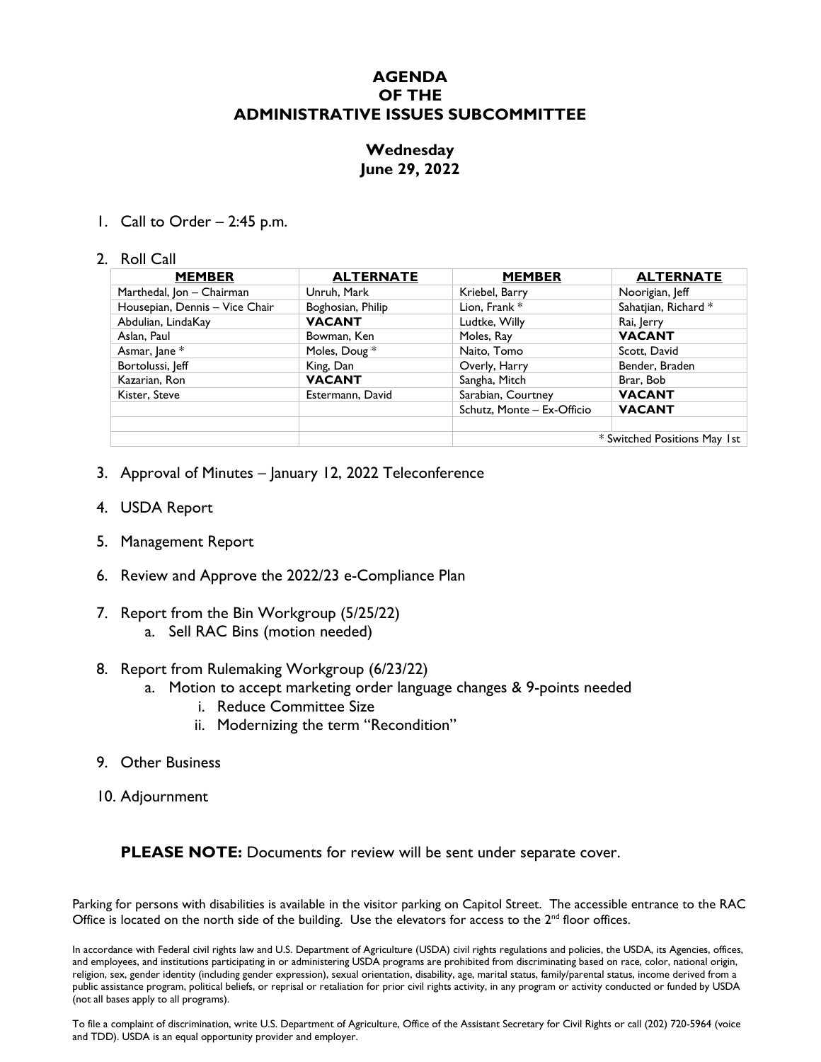# AGENDA
# OF THE
# ADMINISTRATIVE ISSUES SUBCOMMITTEE

## Wednesday
## June 29, 2022

1. Call to Order – 2:45 p.m.

2. Roll Call

| MEMBER | ALTERNATE | MEMBER | ALTERNATE |
| --- | --- | --- | --- |
| Marthedal, Jon – Chairman | Unruh, Mark | Kriebel, Barry | Noorigian, Jeff |
| Housepian, Dennis – Vice Chair | Boghosian, Philip | Lion, Frank * | Sahatjian, Richard * |
| Abdulian, LindaKay | **VACANT** | Ludtke, Willy | Rai, Jerry |
| Aslan, Paul | Bowman, Ken | Moles, Ray | **VACANT** |
| Asmar, Jane * | Moles, Doug * | Naito, Tomo | Scott, David |
| Bortolussi, Jeff | King, Dan | Overly, Harry | Bender, Braden |
| Kazarian, Ron | **VACANT** | Sangha, Mitch | Brar, Bob |
| Kister, Steve | Estermann, David | Sarabian, Courtney | **VACANT** |
| | | Schutz, Monte – Ex-Officio | **VACANT** |
| | | | |
| | | | * Switched Positions May 1st |

3. Approval of Minutes – January 12, 2022 Teleconference

4. USDA Report

5. Management Report

6. Review and Approve the 2022/23 e-Compliance Plan

7. Report from the Bin Workgroup (5/25/22)
   a. Sell RAC Bins (motion needed)

8. Report from Rulemaking Workgroup (6/23/22)
   a. Motion to accept marketing order language changes & 9-points needed
      i. Reduce Committee Size
      ii. Modernizing the term "Recondition"

9. Other Business

10. Adjournment

**PLEASE NOTE:** Documents for review will be sent under separate cover.

Parking for persons with disabilities is available in the visitor parking on Capitol Street. The accessible entrance to the RAC Office is located on the north side of the building. Use the elevators for access to the 2nd floor offices.

In accordance with Federal civil rights law and U.S. Department of Agriculture (USDA) civil rights regulations and policies, the USDA, its Agencies, offices, and employees, and institutions participating in or administering USDA programs are prohibited from discriminating based on race, color, national origin, religion, sex, gender identity (including gender expression), sexual orientation, disability, age, marital status, family/parental status, income derived from a public assistance program, political beliefs, or reprisal or retaliation for prior civil rights activity, in any program or activity conducted or funded by USDA (not all bases apply to all programs).

To file a complaint of discrimination, write U.S. Department of Agriculture, Office of the Assistant Secretary for Civil Rights or call (202) 720-5964 (voice and TDD). USDA is an equal opportunity provider and employer.